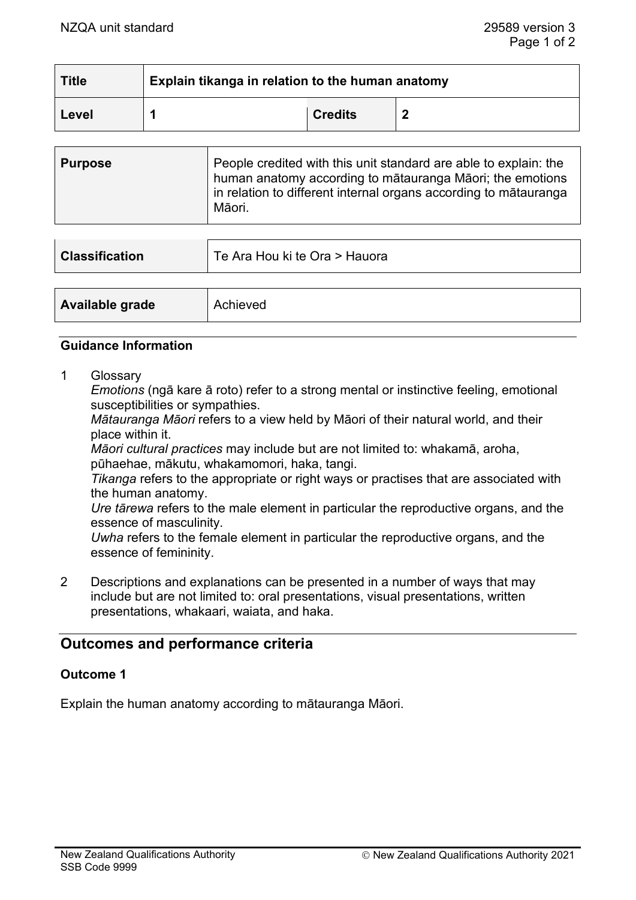NZQA unit standard 29589 version 3

| Title | Explain tikanga in relation to the human anatomy | | |
|---|---|---|---|
| Level | 1 | Credits | 2 |

| Purpose | People credited with this unit standard are able to explain: the human anatomy according to mātauranga Māori; the emotions in relation to different internal organs according to mātauranga Māori. |
|---|---|

| Classification | Te Ara Hou ki te Ora > Hauora |
|---|---|

| Available grade | Achieved |
|---|---|

### Guidance Information

1 Glossary

*Emotions* (ngā kare ā roto) refer to a strong mental or instinctive feeling, emotional susceptibilities or sympathies.

*Mātauranga Māori* refers to a view held by Māori of their natural world, and their place within it.

*Māori cultural practices* may include but are not limited to: whakamā, aroha, pūhaehae, mākutu, whakamomori, haka, tangi.

*Tikanga* refers to the appropriate or right ways or practises that are associated with the human anatomy.

*Ure tārewa* refers to the male element in particular the reproductive organs, and the essence of masculinity.

*Uwha* refers to the female element in particular the reproductive organs, and the essence of femininity.

2 Descriptions and explanations can be presented in a number of ways that may include but are not limited to: oral presentations, visual presentations, written presentations, whakaari, waiata, and haka.

## Outcomes and performance criteria

### Outcome 1

Explain the human anatomy according to mātauranga Māori.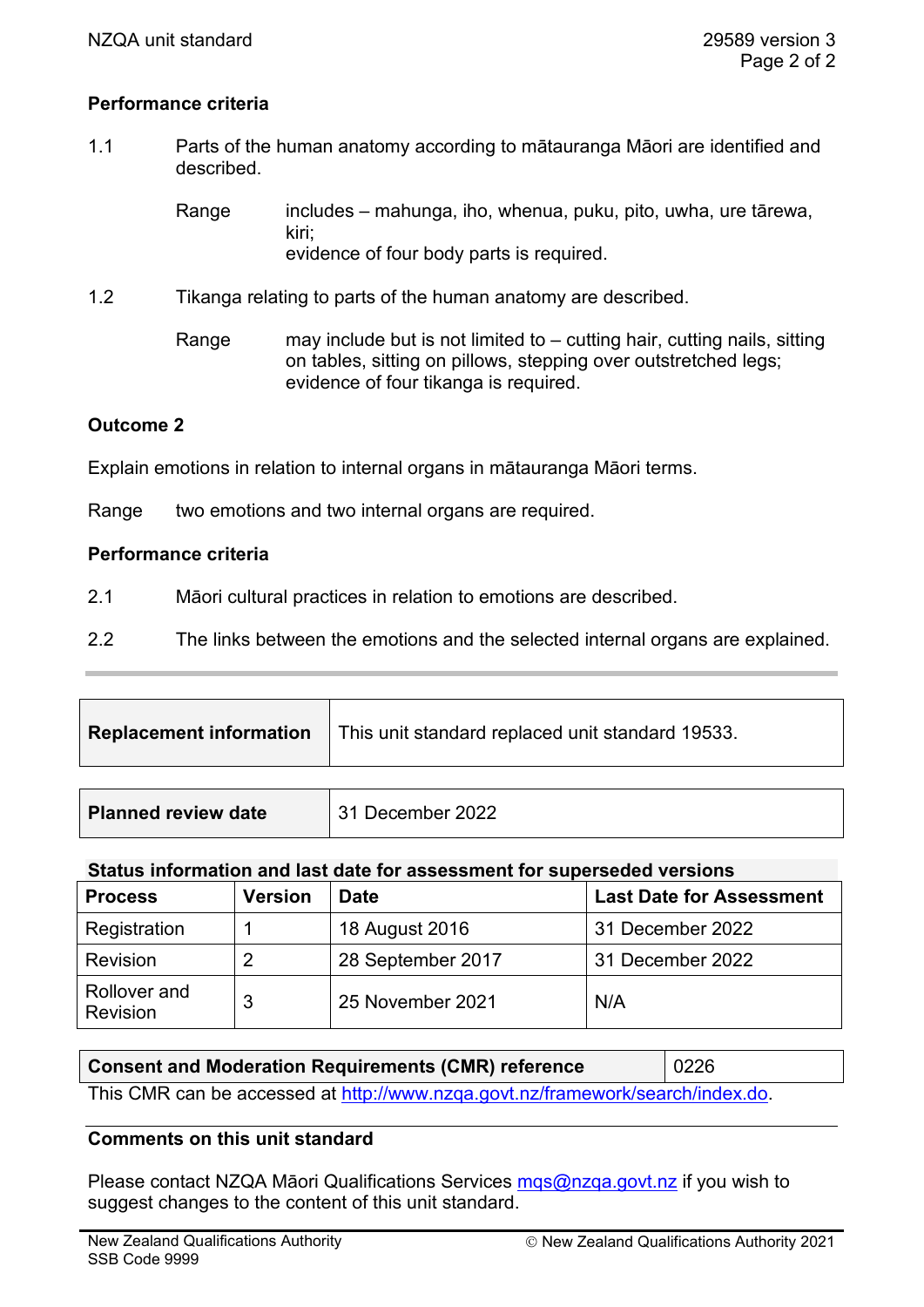### Performance criteria

1.1 Parts of the human anatomy according to mātauranga Māori are identified and described.

Range includes – mahunga, iho, whenua, puku, pito, uwha, ure tārewa, kiri;
evidence of four body parts is required.

1.2 Tikanga relating to parts of the human anatomy are described.

Range may include but is not limited to – cutting hair, cutting nails, sitting on tables, sitting on pillows, stepping over outstretched legs;
evidence of four tikanga is required.

### Outcome 2

Explain emotions in relation to internal organs in mātauranga Māori terms.

Range two emotions and two internal organs are required.

### Performance criteria

2.1 Māori cultural practices in relation to emotions are described.

2.2 The links between the emotions and the selected internal organs are explained.

---

| | |
|---|---|
| **Replacement information** | This unit standard replaced unit standard 19533. |

| | |
|---|---|
| **Planned review date** | 31 December 2022 |

**Status information and last date for assessment for superseded versions**

| Process | Version | Date | Last Date for Assessment |
|---|---|---|---|
| Registration | 1 | 18 August 2016 | 31 December 2022 |
| Revision | 2 | 28 September 2017 | 31 December 2022 |
| Rollover and Revision | 3 | 25 November 2021 | N/A |

| | |
|---|---|
| **Consent and Moderation Requirements (CMR) reference** | 0226 |

This CMR can be accessed at http://www.nzqa.govt.nz/framework/search/index.do.

**Comments on this unit standard**

Please contact NZQA Māori Qualifications Services mqs@nzqa.govt.nz if you wish to suggest changes to the content of this unit standard.